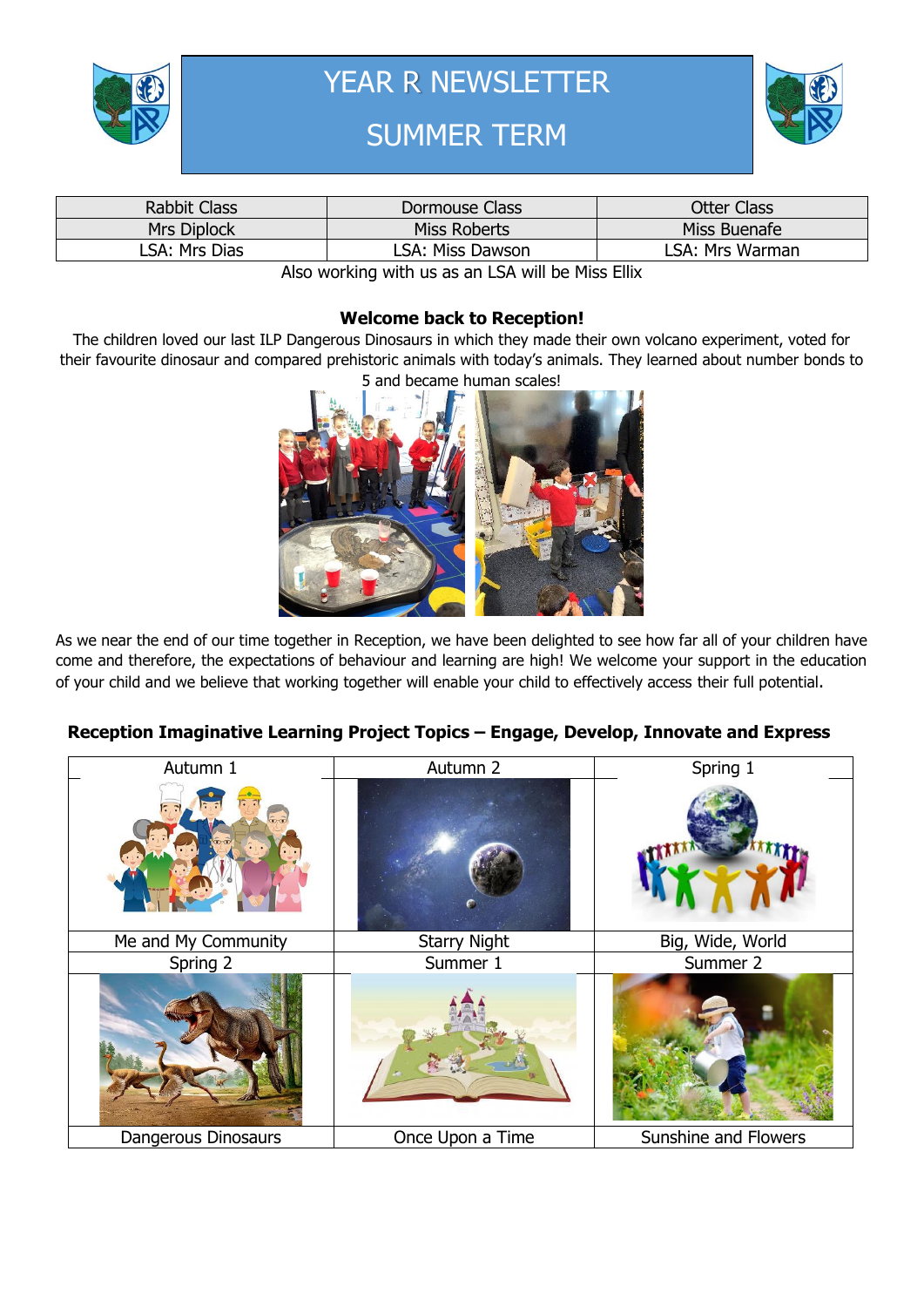# YEAR R NEWSLETTER

# SUMMER TERM

| Rabbit Class | Dormouse Class | Otter Class |
|---|---|---|
| Mrs Diplock | Miss Roberts | Miss Buenafe |
| LSA: Mrs Dias | LSA: Miss Dawson | LSA: Mrs Warman |

Also working with us as an LSA will be Miss Ellix

**Welcome back to Reception!**

The children loved our last ILP Dangerous Dinosaurs in which they made their own volcano experiment, voted for their favourite dinosaur and compared prehistoric animals with today's animals. They learned about number bonds to 5 and became human scales!

As we near the end of our time together in Reception, we have been delighted to see how far all of your children have come and therefore, the expectations of behaviour and learning are high! We welcome your support in the education of your child and we believe that working together will enable your child to effectively access their full potential.

## Reception Imaginative Learning Project Topics – Engage, Develop, Innovate and Express

| Autumn 1 | Autumn 2 | Spring 1 |
|---|---|---|
| Me and My Community | Starry Night | Big, Wide, World |
| **Spring 2** | **Summer 1** | **Summer 2** |
| Dangerous Dinosaurs | Once Upon a Time | Sunshine and Flowers |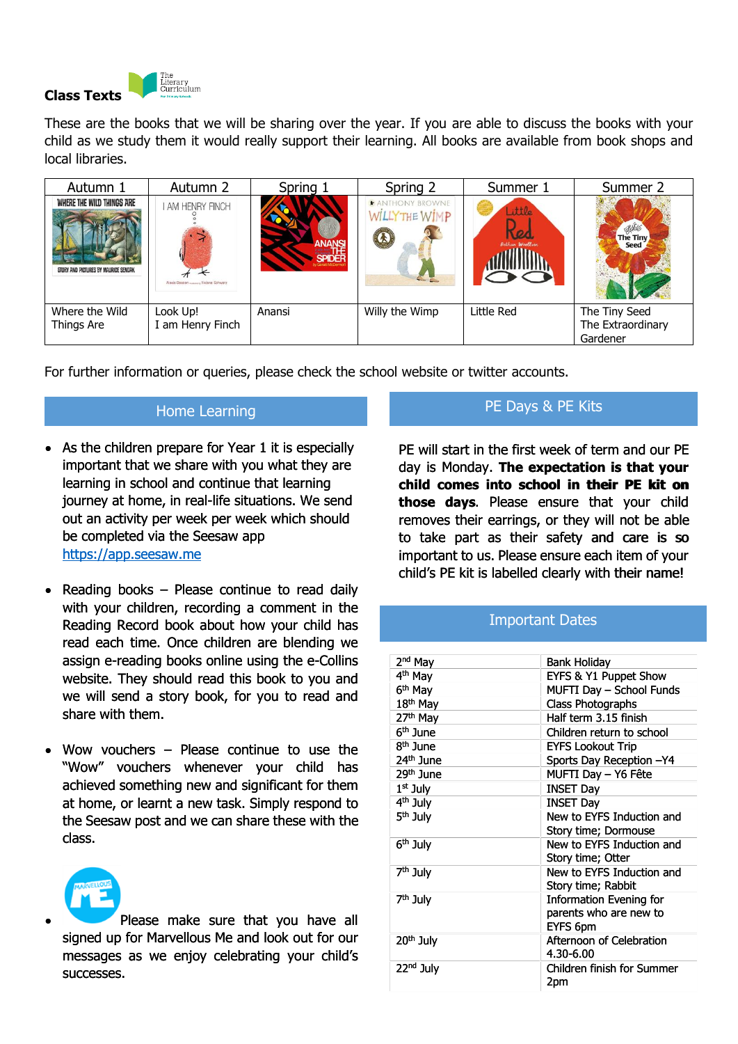## Class Texts

These are the books that we will be sharing over the year. If you are able to discuss the books with your child as we study them it would really support their learning. All books are available from book shops and local libraries.

| Autumn 1 | Autumn 2 | Spring 1 | Spring 2 | Summer 1 | Summer 2 |
|---|---|---|---|---|---|
| Where the Wild Things Are | Look Up! I am Henry Finch | Anansi | Willy the Wimp | Little Red | The Tiny Seed The Extraordinary Gardener |

For further information or queries, please check the school website or twitter accounts.

### Home Learning

- As the children prepare for Year 1 it is especially important that we share with you what they are learning in school and continue that learning journey at home, in real-life situations. We send out an activity per week per week which should be completed via the Seesaw app https://app.seesaw.me
- Reading books – Please continue to read daily with your children, recording a comment in the Reading Record book about how your child has read each time. Once children are blending we assign e-reading books online using the e-Collins website. They should read this book to you and we will send a story book, for you to read and share with them.
- Wow vouchers – Please continue to use the "Wow" vouchers whenever your child has achieved something new and significant for them at home, or learnt a new task. Simply respond to the Seesaw post and we can share these with the class.
- Please make sure that you have all signed up for Marvellous Me and look out for our messages as we enjoy celebrating your child's successes.

### PE Days & PE Kits

PE will start in the first week of term and our PE day is Monday. **The expectation is that your child comes into school in their PE kit on those days**. Please ensure that your child removes their earrings, or they will not be able to take part as their safety and care is so important to us. Please ensure each item of your child's PE kit is labelled clearly with their name!

### Important Dates

| Date | Event |
|---|---|
| 2nd May | Bank Holiday |
| 4th May | EYFS & Y1 Puppet Show |
| 6th May | MUFTI Day – School Funds |
| 18th May | Class Photographs |
| 27th May | Half term 3.15 finish |
| 6th June | Children return to school |
| 8th June | EYFS Lookout Trip |
| 24th June | Sports Day Reception –Y4 |
| 29th June | MUFTI Day – Y6 Fête |
| 1st July | INSET Day |
| 4th July | INSET Day |
| 5th July | New to EYFS Induction and Story time; Dormouse |
| 6th July | New to EYFS Induction and Story time; Otter |
| 7th July | New to EYFS Induction and Story time; Rabbit |
| 7th July | Information Evening for parents who are new to EYFS 6pm |
| 20th July | Afternoon of Celebration 4.30-6.00 |
| 22nd July | Children finish for Summer 2pm |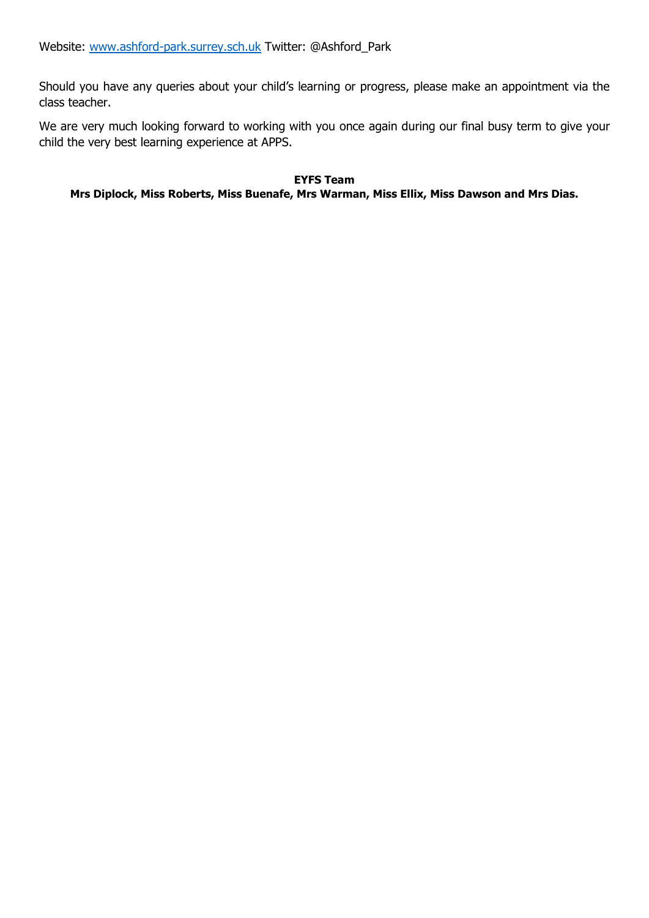Website: [www.ashford-park.surrey.sch.uk](http://www.ashford-park.surrey.sch.uk) Twitter: @Ashford_Park

Should you have any queries about your child's learning or progress, please make an appointment via the class teacher.

We are very much looking forward to working with you once again during our final busy term to give your child the very best learning experience at APPS.

**EYFS Team**
**Mrs Diplock, Miss Roberts, Miss Buenafe, Mrs Warman, Miss Ellix, Miss Dawson and Mrs Dias.**